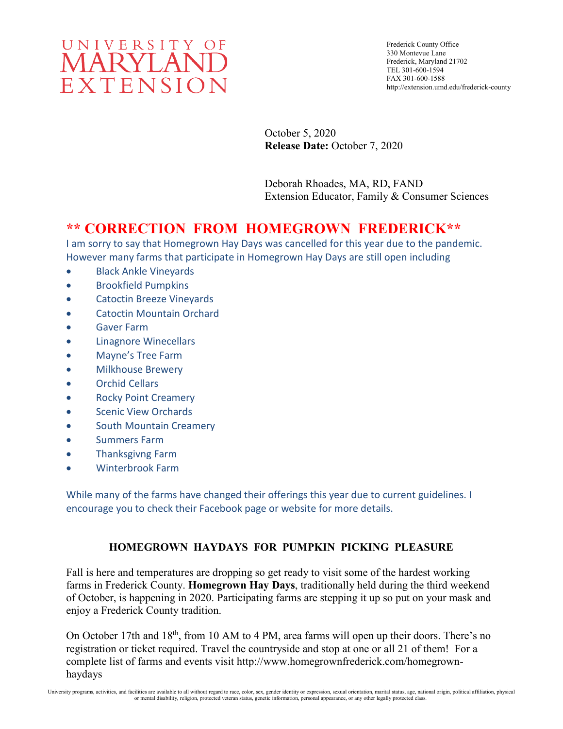# UNIVERSITY OF MARYLAND EXTENSION

Frederick County Office
330 Montevue Lane
Frederick, Maryland 21702
TEL 301-600-1594
FAX 301-600-1588
http://extension.umd.edu/frederick-county

October 5, 2020
**Release Date:** October 7, 2020

Deborah Rhoades, MA, RD, FAND
Extension Educator, Family & Consumer Sciences

## ** CORRECTION FROM HOMEGROWN FREDERICK**

I am sorry to say that Homegrown Hay Days was cancelled for this year due to the pandemic. However many farms that participate in Homegrown Hay Days are still open including

- Black Ankle Vineyards
- Brookfield Pumpkins
- Catoctin Breeze Vineyards
- Catoctin Mountain Orchard
- Gaver Farm
- Linagnore Winecellars
- Mayne's Tree Farm
- Milkhouse Brewery
- Orchid Cellars
- Rocky Point Creamery
- Scenic View Orchards
- South Mountain Creamery
- Summers Farm
- Thanksgivng Farm
- Winterbrook Farm

While many of the farms have changed their offerings this year due to current guidelines. I encourage you to check their Facebook page or website for more details.

### HOMEGROWN HAYDAYS FOR PUMPKIN PICKING PLEASURE

Fall is here and temperatures are dropping so get ready to visit some of the hardest working farms in Frederick County. **Homegrown Hay Days**, traditionally held during the third weekend of October, is happening in 2020. Participating farms are stepping it up so put on your mask and enjoy a Frederick County tradition.

On October 17th and 18th, from 10 AM to 4 PM, area farms will open up their doors. There's no registration or ticket required. Travel the countryside and stop at one or all 21 of them! For a complete list of farms and events visit http://www.homegrownfrederick.com/homegrown-haydays

University programs, activities, and facilities are available to all without regard to race, color, sex, gender identity or expression, sexual orientation, marital status, age, national origin, political affiliation, physical or mental disability, religion, protected veteran status, genetic information, personal appearance, or any other legally protected class.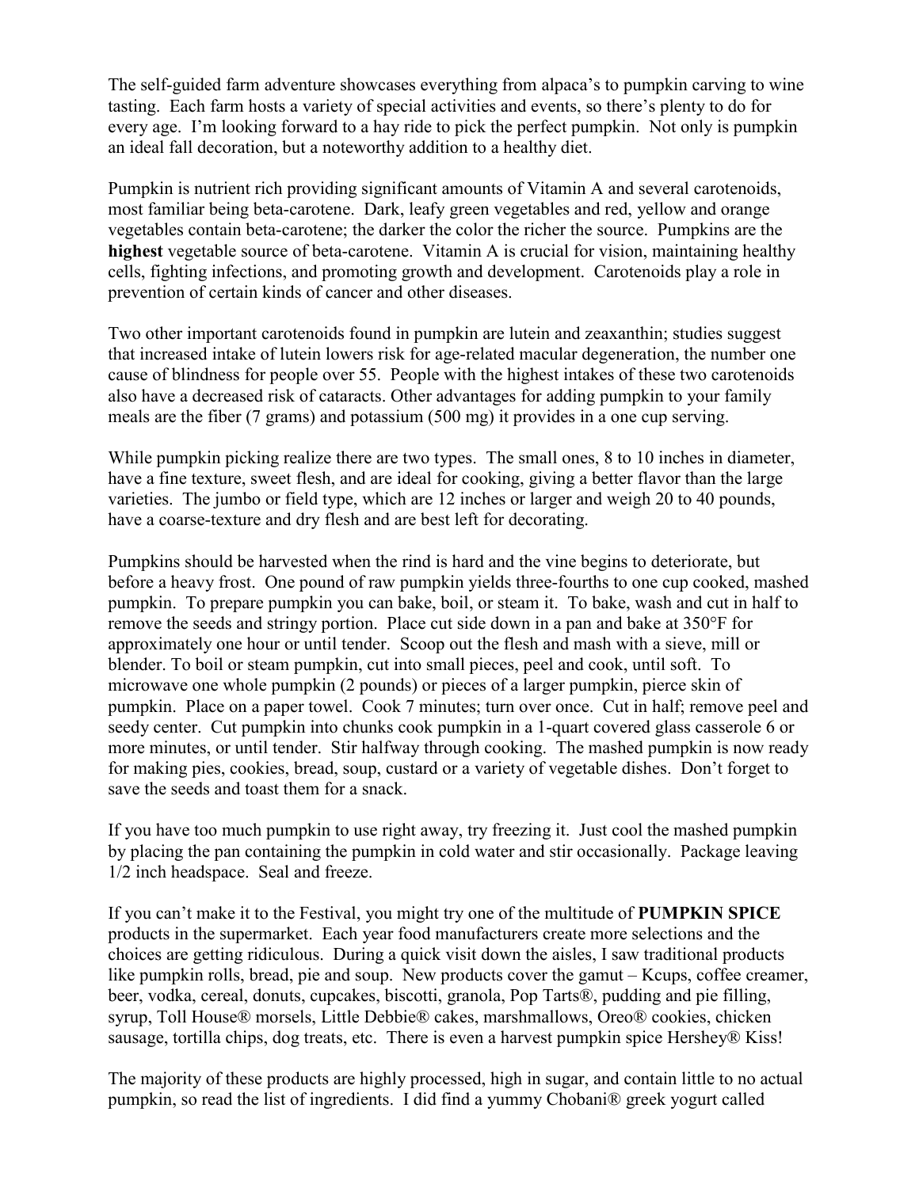The self-guided farm adventure showcases everything from alpaca's to pumpkin carving to wine tasting. Each farm hosts a variety of special activities and events, so there's plenty to do for every age. I'm looking forward to a hay ride to pick the perfect pumpkin. Not only is pumpkin an ideal fall decoration, but a noteworthy addition to a healthy diet.

Pumpkin is nutrient rich providing significant amounts of Vitamin A and several carotenoids, most familiar being beta-carotene. Dark, leafy green vegetables and red, yellow and orange vegetables contain beta-carotene; the darker the color the richer the source. Pumpkins are the **highest** vegetable source of beta-carotene. Vitamin A is crucial for vision, maintaining healthy cells, fighting infections, and promoting growth and development. Carotenoids play a role in prevention of certain kinds of cancer and other diseases.

Two other important carotenoids found in pumpkin are lutein and zeaxanthin; studies suggest that increased intake of lutein lowers risk for age-related macular degeneration, the number one cause of blindness for people over 55. People with the highest intakes of these two carotenoids also have a decreased risk of cataracts. Other advantages for adding pumpkin to your family meals are the fiber (7 grams) and potassium (500 mg) it provides in a one cup serving.

While pumpkin picking realize there are two types. The small ones, 8 to 10 inches in diameter, have a fine texture, sweet flesh, and are ideal for cooking, giving a better flavor than the large varieties. The jumbo or field type, which are 12 inches or larger and weigh 20 to 40 pounds, have a coarse-texture and dry flesh and are best left for decorating.

Pumpkins should be harvested when the rind is hard and the vine begins to deteriorate, but before a heavy frost. One pound of raw pumpkin yields three-fourths to one cup cooked, mashed pumpkin. To prepare pumpkin you can bake, boil, or steam it. To bake, wash and cut in half to remove the seeds and stringy portion. Place cut side down in a pan and bake at 350°F for approximately one hour or until tender. Scoop out the flesh and mash with a sieve, mill or blender. To boil or steam pumpkin, cut into small pieces, peel and cook, until soft. To microwave one whole pumpkin (2 pounds) or pieces of a larger pumpkin, pierce skin of pumpkin. Place on a paper towel. Cook 7 minutes; turn over once. Cut in half; remove peel and seedy center. Cut pumpkin into chunks cook pumpkin in a 1-quart covered glass casserole 6 or more minutes, or until tender. Stir halfway through cooking. The mashed pumpkin is now ready for making pies, cookies, bread, soup, custard or a variety of vegetable dishes. Don't forget to save the seeds and toast them for a snack.

If you have too much pumpkin to use right away, try freezing it. Just cool the mashed pumpkin by placing the pan containing the pumpkin in cold water and stir occasionally. Package leaving 1/2 inch headspace. Seal and freeze.

If you can't make it to the Festival, you might try one of the multitude of **PUMPKIN SPICE** products in the supermarket. Each year food manufacturers create more selections and the choices are getting ridiculous. During a quick visit down the aisles, I saw traditional products like pumpkin rolls, bread, pie and soup. New products cover the gamut – Kcups, coffee creamer, beer, vodka, cereal, donuts, cupcakes, biscotti, granola, Pop Tarts®, pudding and pie filling, syrup, Toll House® morsels, Little Debbie® cakes, marshmallows, Oreo® cookies, chicken sausage, tortilla chips, dog treats, etc. There is even a harvest pumpkin spice Hershey® Kiss!

The majority of these products are highly processed, high in sugar, and contain little to no actual pumpkin, so read the list of ingredients. I did find a yummy Chobani® greek yogurt called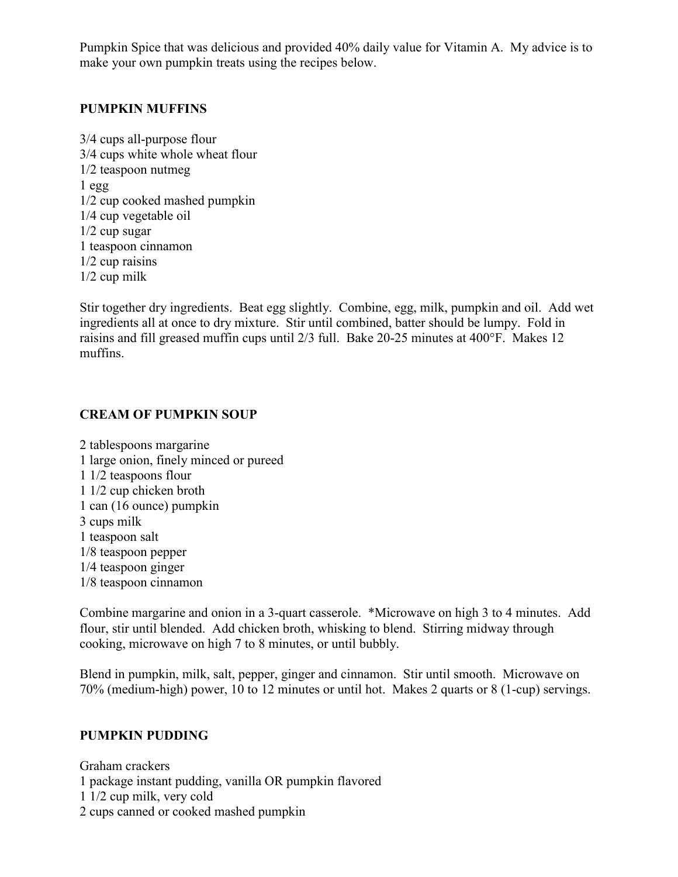Pumpkin Spice that was delicious and provided 40% daily value for Vitamin A. My advice is to make your own pumpkin treats using the recipes below.

**PUMPKIN MUFFINS**

3/4 cups all-purpose flour
3/4 cups white whole wheat flour
1/2 teaspoon nutmeg
1 egg
1/2 cup cooked mashed pumpkin
1/4 cup vegetable oil
1/2 cup sugar
1 teaspoon cinnamon
1/2 cup raisins
1/2 cup milk

Stir together dry ingredients. Beat egg slightly. Combine, egg, milk, pumpkin and oil. Add wet ingredients all at once to dry mixture. Stir until combined, batter should be lumpy. Fold in raisins and fill greased muffin cups until 2/3 full. Bake 20-25 minutes at 400°F. Makes 12 muffins.

**CREAM OF PUMPKIN SOUP**

2 tablespoons margarine
1 large onion, finely minced or pureed
1 1/2 teaspoons flour
1 1/2 cup chicken broth
1 can (16 ounce) pumpkin
3 cups milk
1 teaspoon salt
1/8 teaspoon pepper
1/4 teaspoon ginger
1/8 teaspoon cinnamon

Combine margarine and onion in a 3-quart casserole. *Microwave on high 3 to 4 minutes. Add flour, stir until blended. Add chicken broth, whisking to blend. Stirring midway through cooking, microwave on high 7 to 8 minutes, or until bubbly.

Blend in pumpkin, milk, salt, pepper, ginger and cinnamon. Stir until smooth. Microwave on 70% (medium-high) power, 10 to 12 minutes or until hot. Makes 2 quarts or 8 (1-cup) servings.

**PUMPKIN PUDDING**

Graham crackers
1 package instant pudding, vanilla OR pumpkin flavored
1 1/2 cup milk, very cold
2 cups canned or cooked mashed pumpkin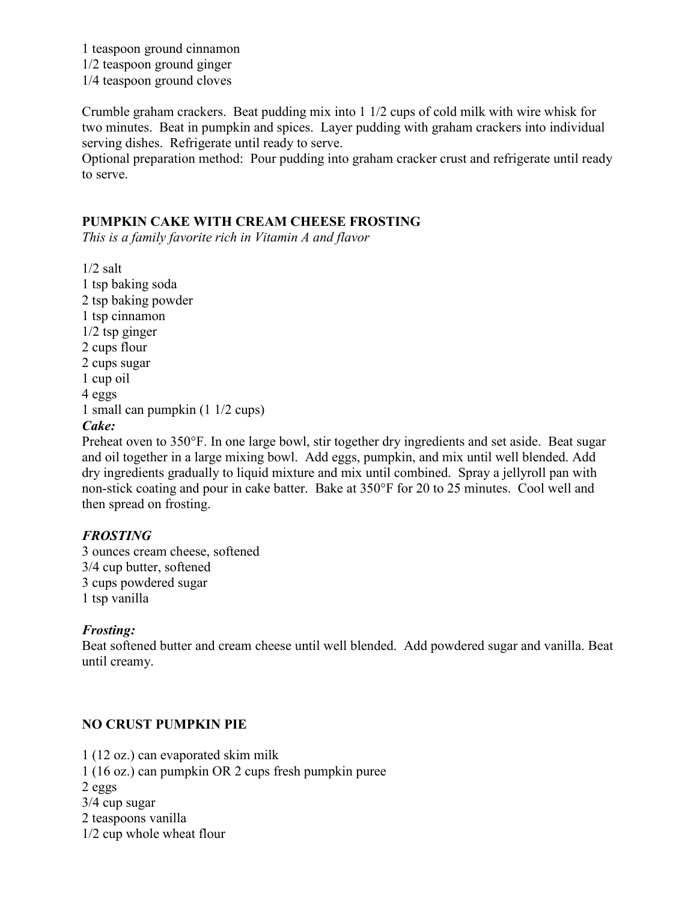1 teaspoon ground cinnamon
1/2 teaspoon ground ginger
1/4 teaspoon ground cloves

Crumble graham crackers. Beat pudding mix into 1 1/2 cups of cold milk with wire whisk for two minutes. Beat in pumpkin and spices. Layer pudding with graham crackers into individual serving dishes. Refrigerate until ready to serve.
Optional preparation method: Pour pudding into graham cracker crust and refrigerate until ready to serve.

## PUMPKIN CAKE WITH CREAM CHEESE FROSTING

*This is a family favorite rich in Vitamin A and flavor*

1/2 salt
1 tsp baking soda
2 tsp baking powder
1 tsp cinnamon
1/2 tsp ginger
2 cups flour
2 cups sugar
1 cup oil
4 eggs
1 small can pumpkin (1 1/2 cups)

***Cake:***

Preheat oven to 350°F. In one large bowl, stir together dry ingredients and set aside. Beat sugar and oil together in a large mixing bowl. Add eggs, pumpkin, and mix until well blended. Add dry ingredients gradually to liquid mixture and mix until combined. Spray a jellyroll pan with non-stick coating and pour in cake batter. Bake at 350°F for 20 to 25 minutes. Cool well and then spread on frosting.

***FROSTING***

3 ounces cream cheese, softened
3/4 cup butter, softened
3 cups powdered sugar
1 tsp vanilla

***Frosting:***

Beat softened butter and cream cheese until well blended. Add powdered sugar and vanilla. Beat until creamy.

## NO CRUST PUMPKIN PIE

1 (12 oz.) can evaporated skim milk
1 (16 oz.) can pumpkin OR 2 cups fresh pumpkin puree
2 eggs
3/4 cup sugar
2 teaspoons vanilla
1/2 cup whole wheat flour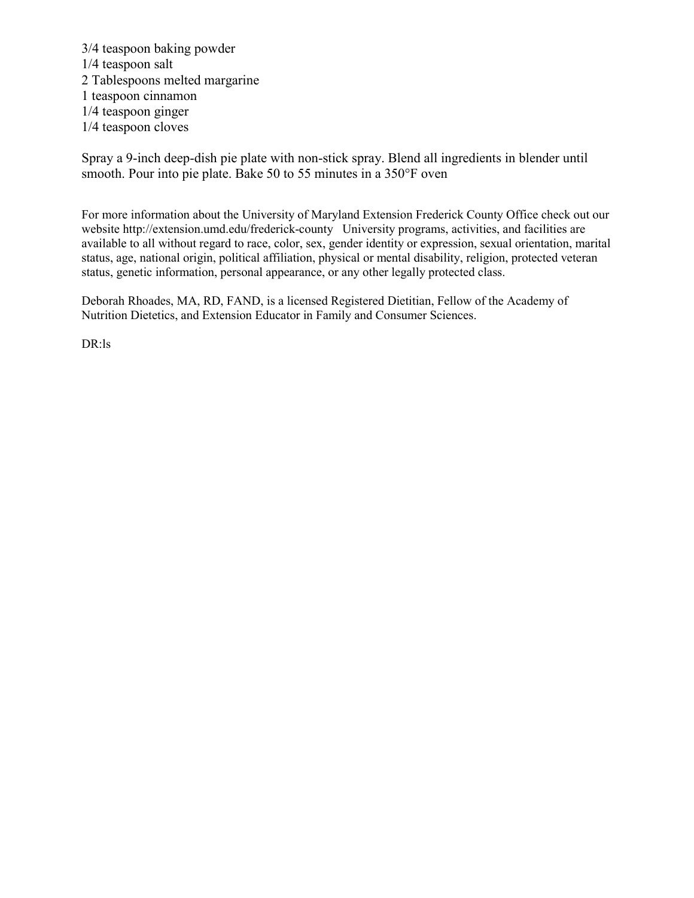3/4 teaspoon baking powder
1/4 teaspoon salt
2 Tablespoons melted margarine
1 teaspoon cinnamon
1/4 teaspoon ginger
1/4 teaspoon cloves

Spray a 9-inch deep-dish pie plate with non-stick spray. Blend all ingredients in blender until smooth. Pour into pie plate. Bake 50 to 55 minutes in a 350°F oven

For more information about the University of Maryland Extension Frederick County Office check out our website http://extension.umd.edu/frederick-county University programs, activities, and facilities are available to all without regard to race, color, sex, gender identity or expression, sexual orientation, marital status, age, national origin, political affiliation, physical or mental disability, religion, protected veteran status, genetic information, personal appearance, or any other legally protected class.

Deborah Rhoades, MA, RD, FAND, is a licensed Registered Dietitian, Fellow of the Academy of Nutrition Dietetics, and Extension Educator in Family and Consumer Sciences.

DR:ls